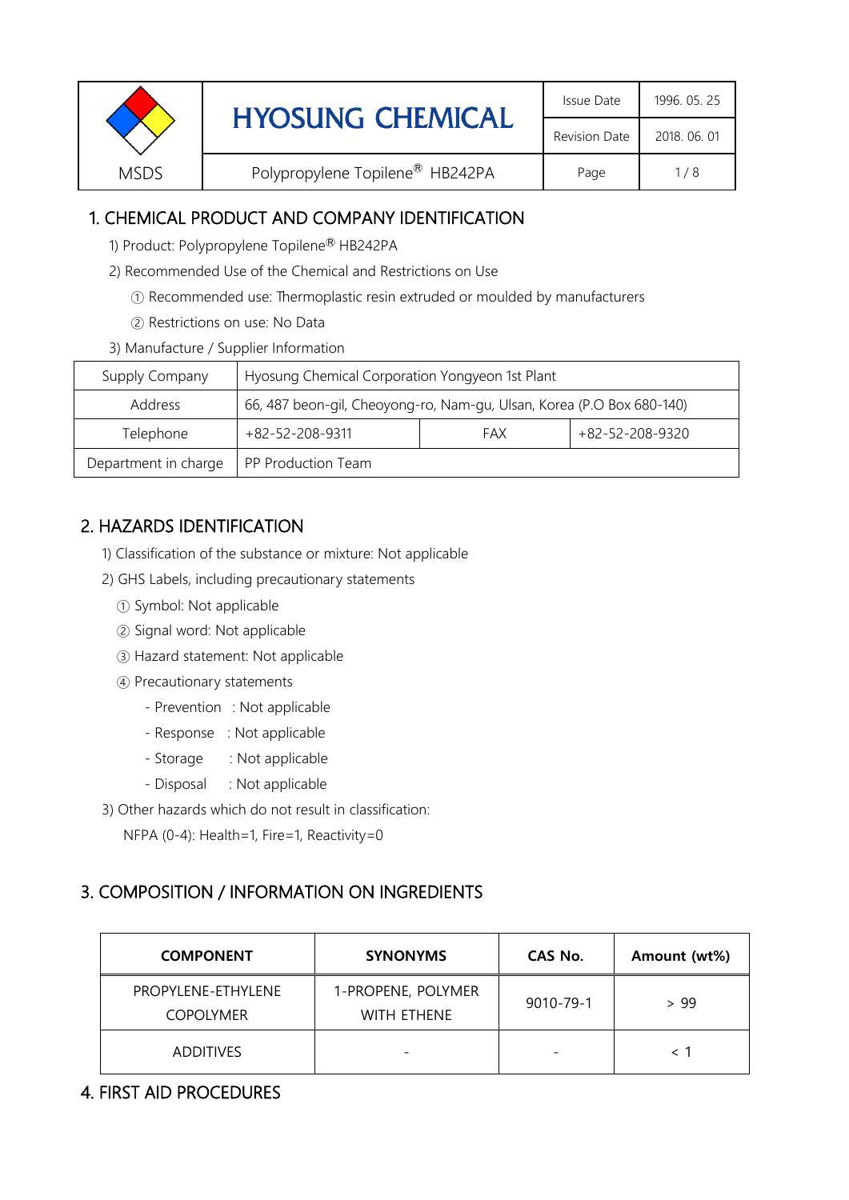| MSDS | HYOSUNG CHEMICAL | Issue Date | 1996. 05. 25 |
|---|---|---|---|
| | | Revision Date | 2018. 06. 01 |
| | Polypropylene Topilene® HB242PA | | |

## 1. CHEMICAL PRODUCT AND COMPANY IDENTIFICATION

1) Product: Polypropylene Topilene® HB242PA

2) Recommended Use of the Chemical and Restrictions on Use

① Recommended use: Thermoplastic resin extruded or moulded by manufacturers

② Restrictions on use: No Data

3) Manufacture / Supplier Information

| Supply Company | Hyosung Chemical Corporation Yongyeon 1st Plant | | |
|---|---|---|---|
| Address | 66, 487 beon-gil, Cheoyong-ro, Nam-gu, Ulsan, Korea (P.O Box 680-140) | | |
| Telephone | +82-52-208-9311 | FAX | +82-52-208-9320 |
| Department in charge | PP Production Team | | |

## 2. HAZARDS IDENTIFICATION

1) Classification of the substance or mixture: Not applicable

2) GHS Labels, including precautionary statements

① Symbol: Not applicable

② Signal word: Not applicable

③ Hazard statement: Not applicable

④ Precautionary statements

- Prevention : Not applicable
- Response : Not applicable
- Storage : Not applicable
- Disposal : Not applicable

3) Other hazards which do not result in classification:

NFPA (0-4): Health=1, Fire=1, Reactivity=0

## 3. COMPOSITION / INFORMATION ON INGREDIENTS

| COMPONENT | SYNONYMS | CAS No. | Amount (wt%) |
|---|---|---|---|
| PROPYLENE-ETHYLENE COPOLYMER | 1-PROPENE, POLYMER WITH ETHENE | 9010-79-1 | > 99 |
| ADDITIVES | - | - | < 1 |

## 4. FIRST AID PROCEDURES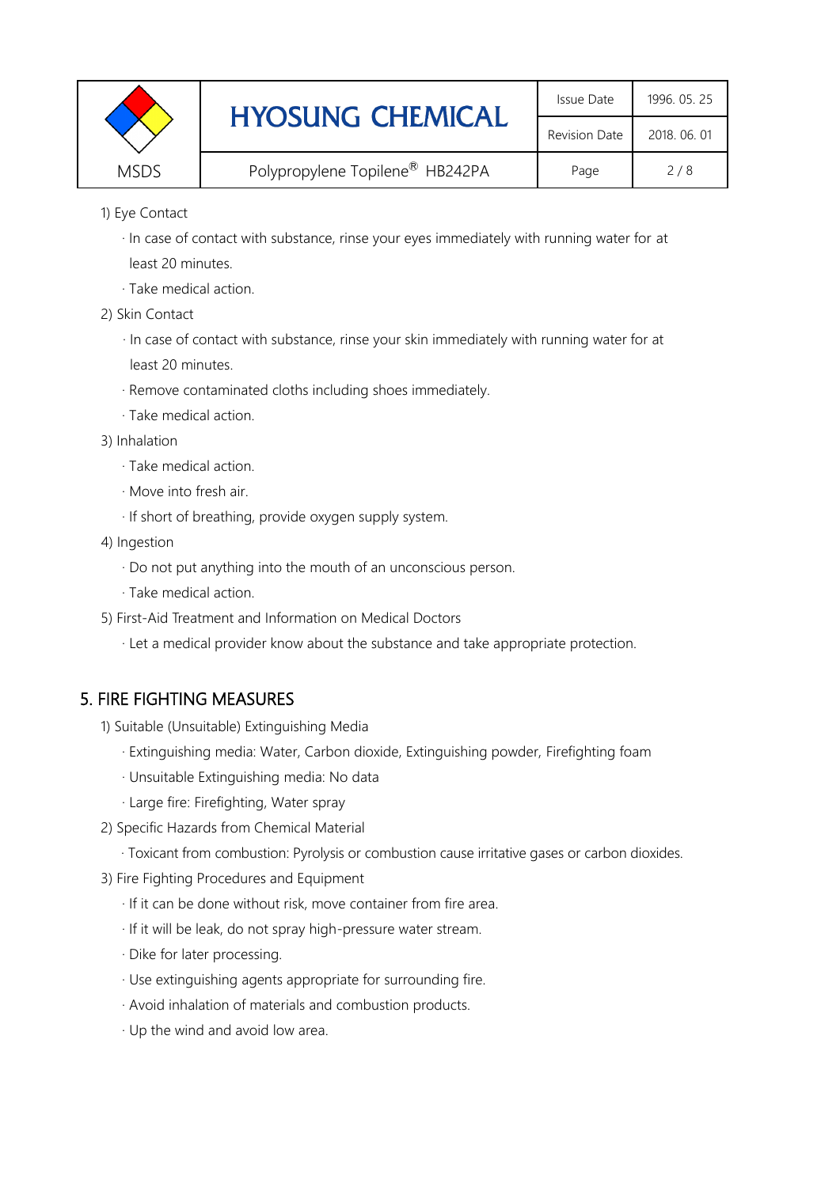1) Eye Contact

- In case of contact with substance, rinse your eyes immediately with running water for at least 20 minutes.
- Take medical action.

2) Skin Contact

- In case of contact with substance, rinse your skin immediately with running water for at least 20 minutes.
- Remove contaminated cloths including shoes immediately.
- Take medical action.

3) Inhalation

- Take medical action.
- Move into fresh air.
- If short of breathing, provide oxygen supply system.

4) Ingestion

- Do not put anything into the mouth of an unconscious person.
- Take medical action.

5) First-Aid Treatment and Information on Medical Doctors

- Let a medical provider know about the substance and take appropriate protection.

## 5. FIRE FIGHTING MEASURES

1) Suitable (Unsuitable) Extinguishing Media

- Extinguishing media: Water, Carbon dioxide, Extinguishing powder, Firefighting foam
- Unsuitable Extinguishing media: No data
- Large fire: Firefighting, Water spray

2) Specific Hazards from Chemical Material

- Toxicant from combustion: Pyrolysis or combustion cause irritative gases or carbon dioxides.

3) Fire Fighting Procedures and Equipment

- If it can be done without risk, move container from fire area.
- If it will be leak, do not spray high-pressure water stream.
- Dike for later processing.
- Use extinguishing agents appropriate for surrounding fire.
- Avoid inhalation of materials and combustion products.
- Up the wind and avoid low area.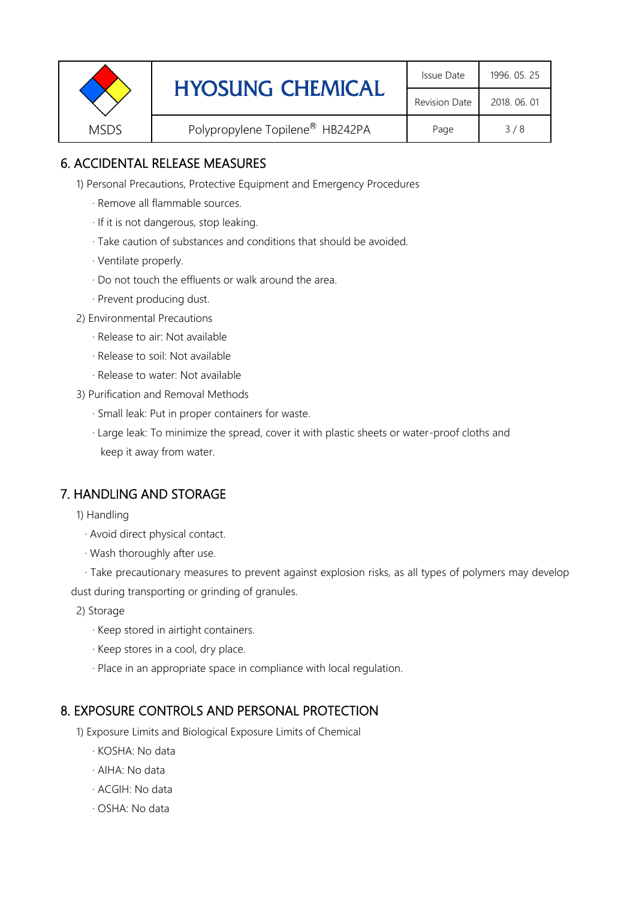## 6. ACCIDENTAL RELEASE MEASURES

1) Personal Precautions, Protective Equipment and Emergency Procedures

- · Remove all flammable sources.
- · If it is not dangerous, stop leaking.
- · Take caution of substances and conditions that should be avoided.
- · Ventilate properly.
- · Do not touch the effluents or walk around the area.
- · Prevent producing dust.

2) Environmental Precautions

- · Release to air: Not available
- · Release to soil: Not available
- · Release to water: Not available

3) Purification and Removal Methods

- · Small leak: Put in proper containers for waste.
- · Large leak: To minimize the spread, cover it with plastic sheets or water-proof cloths and keep it away from water.

## 7. HANDLING AND STORAGE

1) Handling

- · Avoid direct physical contact.
- · Wash thoroughly after use.
- · Take precautionary measures to prevent against explosion risks, as all types of polymers may develop dust during transporting or grinding of granules.

2) Storage

- · Keep stored in airtight containers.
- · Keep stores in a cool, dry place.
- · Place in an appropriate space in compliance with local regulation.

## 8. EXPOSURE CONTROLS AND PERSONAL PROTECTION

1) Exposure Limits and Biological Exposure Limits of Chemical

- · KOSHA: No data
- · AIHA: No data
- · ACGIH: No data
- · OSHA: No data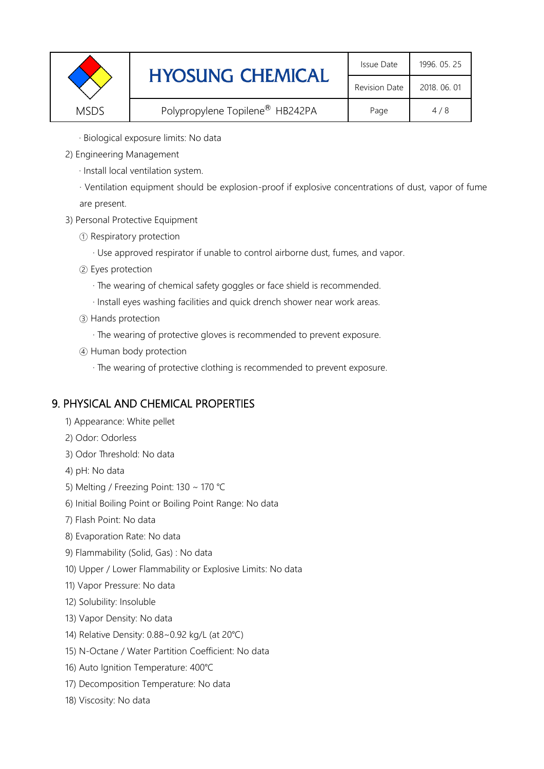· Biological exposure limits: No data

2) Engineering Management

· Install local ventilation system.

· Ventilation equipment should be explosion-proof if explosive concentrations of dust, vapor of fume are present.

3) Personal Protective Equipment

① Respiratory protection

· Use approved respirator if unable to control airborne dust, fumes, and vapor.

② Eyes protection

· The wearing of chemical safety goggles or face shield is recommended.

· Install eyes washing facilities and quick drench shower near work areas.

③ Hands protection

· The wearing of protective gloves is recommended to prevent exposure.

④ Human body protection

· The wearing of protective clothing is recommended to prevent exposure.

## 9. PHYSICAL AND CHEMICAL PROPERTIES

1) Appearance: White pellet

2) Odor: Odorless

3) Odor Threshold: No data

4) pH: No data

5) Melting / Freezing Point: 130 ~ 170 ℃

6) Initial Boiling Point or Boiling Point Range: No data

7) Flash Point: No data

8) Evaporation Rate: No data

9) Flammability (Solid, Gas) : No data

10) Upper / Lower Flammability or Explosive Limits: No data

11) Vapor Pressure: No data

12) Solubility: Insoluble

13) Vapor Density: No data

14) Relative Density: 0.88~0.92 kg/L (at 20℃)

15) N-Octane / Water Partition Coefficient: No data

16) Auto Ignition Temperature: 400℃

17) Decomposition Temperature: No data

18) Viscosity: No data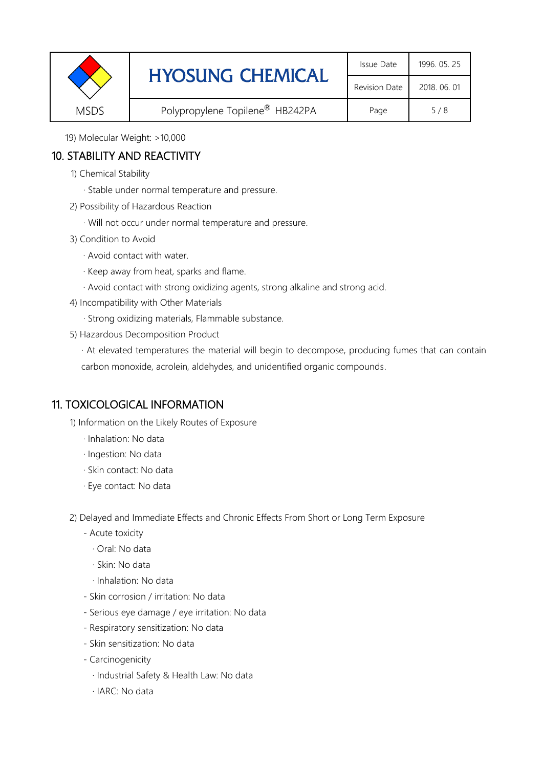19) Molecular Weight: >10,000

## 10. STABILITY AND REACTIVITY

1) Chemical Stability

· Stable under normal temperature and pressure.

2) Possibility of Hazardous Reaction

· Will not occur under normal temperature and pressure.

3) Condition to Avoid

· Avoid contact with water.

· Keep away from heat, sparks and flame.

· Avoid contact with strong oxidizing agents, strong alkaline and strong acid.

4) Incompatibility with Other Materials

· Strong oxidizing materials, Flammable substance.

5) Hazardous Decomposition Product

· At elevated temperatures the material will begin to decompose, producing fumes that can contain carbon monoxide, acrolein, aldehydes, and unidentified organic compounds.

## 11. TOXICOLOGICAL INFORMATION

1) Information on the Likely Routes of Exposure

· Inhalation: No data

· Ingestion: No data

· Skin contact: No data

· Eye contact: No data

2) Delayed and Immediate Effects and Chronic Effects From Short or Long Term Exposure

- Acute toxicity
  - · Oral: No data
  - · Skin: No data
  - · Inhalation: No data
- Skin corrosion / irritation: No data
- Serious eye damage / eye irritation: No data
- Respiratory sensitization: No data
- Skin sensitization: No data
- Carcinogenicity
  - · Industrial Safety & Health Law: No data
  - · IARC: No data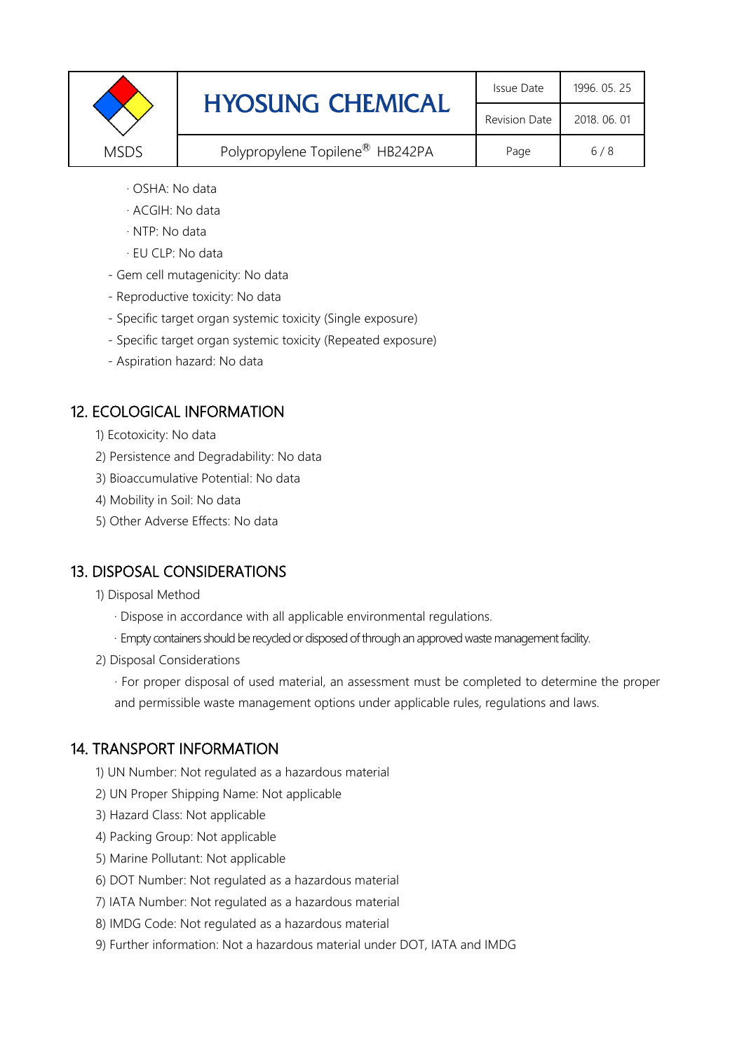· OSHA: No data

· ACGIH: No data

· NTP: No data

· EU CLP: No data

- Gem cell mutagenicity: No data
- Reproductive toxicity: No data
- Specific target organ systemic toxicity (Single exposure)
- Specific target organ systemic toxicity (Repeated exposure)
- Aspiration hazard: No data

## 12. ECOLOGICAL INFORMATION

1) Ecotoxicity: No data
2) Persistence and Degradability: No data
3) Bioaccumulative Potential: No data
4) Mobility in Soil: No data
5) Other Adverse Effects: No data

## 13. DISPOSAL CONSIDERATIONS

1) Disposal Method

   · Dispose in accordance with all applicable environmental regulations.

   · Empty containers should be recycled or disposed of through an approved waste management facility.

2) Disposal Considerations

   · For proper disposal of used material, an assessment must be completed to determine the proper and permissible waste management options under applicable rules, regulations and laws.

## 14. TRANSPORT INFORMATION

1) UN Number: Not regulated as a hazardous material
2) UN Proper Shipping Name: Not applicable
3) Hazard Class: Not applicable
4) Packing Group: Not applicable
5) Marine Pollutant: Not applicable
6) DOT Number: Not regulated as a hazardous material
7) IATA Number: Not regulated as a hazardous material
8) IMDG Code: Not regulated as a hazardous material
9) Further information: Not a hazardous material under DOT, IATA and IMDG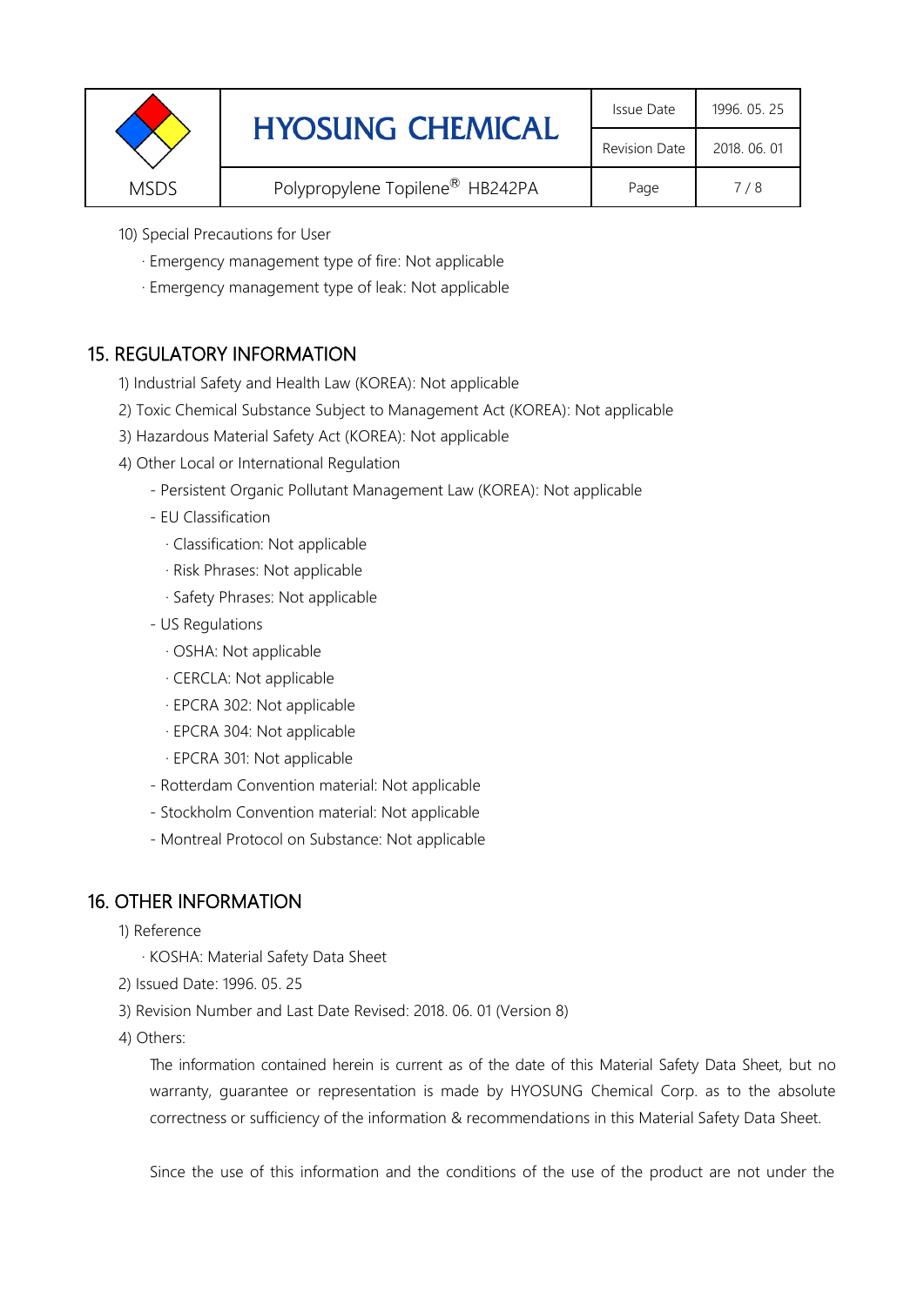10) Special Precautions for User

- · Emergency management type of fire: Not applicable
- · Emergency management type of leak: Not applicable

## 15. REGULATORY INFORMATION

1) Industrial Safety and Health Law (KOREA): Not applicable
2) Toxic Chemical Substance Subject to Management Act (KOREA): Not applicable
3) Hazardous Material Safety Act (KOREA): Not applicable
4) Other Local or International Regulation
   - Persistent Organic Pollutant Management Law (KOREA): Not applicable
   - EU Classification
     - · Classification: Not applicable
     - · Risk Phrases: Not applicable
     - · Safety Phrases: Not applicable
   - US Regulations
     - · OSHA: Not applicable
     - · CERCLA: Not applicable
     - · EPCRA 302: Not applicable
     - · EPCRA 304: Not applicable
     - · EPCRA 301: Not applicable
   - Rotterdam Convention material: Not applicable
   - Stockholm Convention material: Not applicable
   - Montreal Protocol on Substance: Not applicable

## 16. OTHER INFORMATION

1) Reference
   - · KOSHA: Material Safety Data Sheet
2) Issued Date: 1996. 05. 25
3) Revision Number and Last Date Revised: 2018. 06. 01 (Version 8)
4) Others:

   The information contained herein is current as of the date of this Material Safety Data Sheet, but no warranty, guarantee or representation is made by HYOSUNG Chemical Corp. as to the absolute correctness or sufficiency of the information & recommendations in this Material Safety Data Sheet.

   Since the use of this information and the conditions of the use of the product are not under the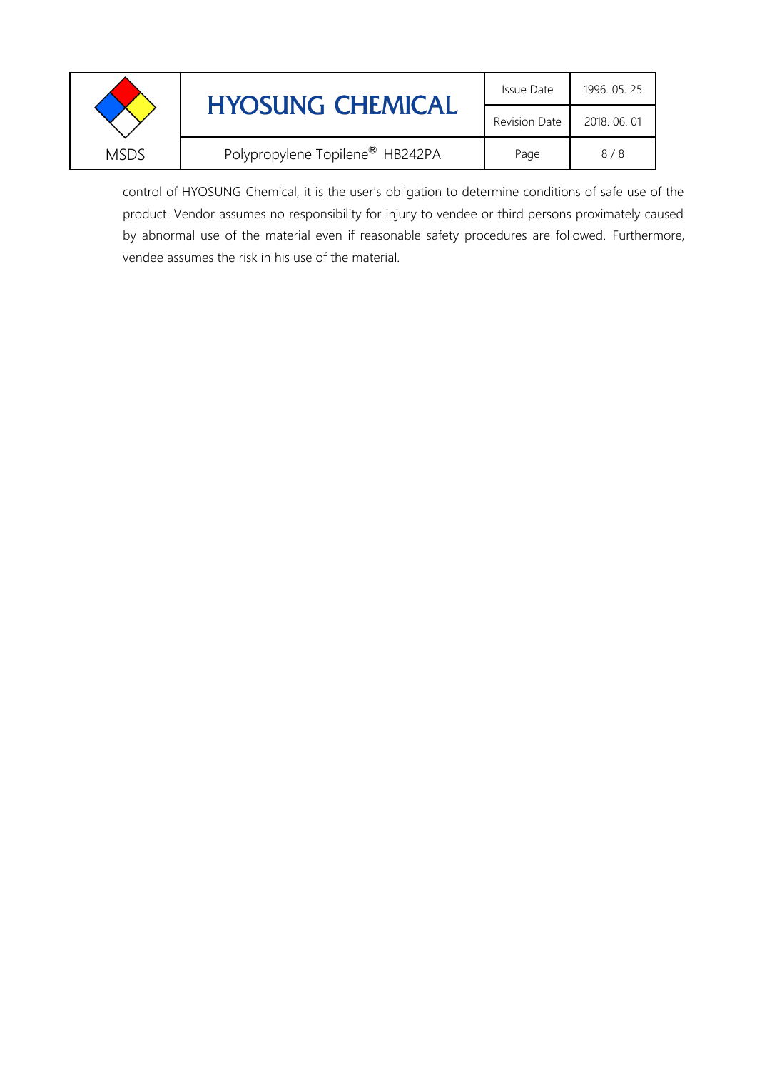control of HYOSUNG Chemical, it is the user's obligation to determine conditions of safe use of the product. Vendor assumes no responsibility for injury to vendee or third persons proximately caused by abnormal use of the material even if reasonable safety procedures are followed. Furthermore, vendee assumes the risk in his use of the material.